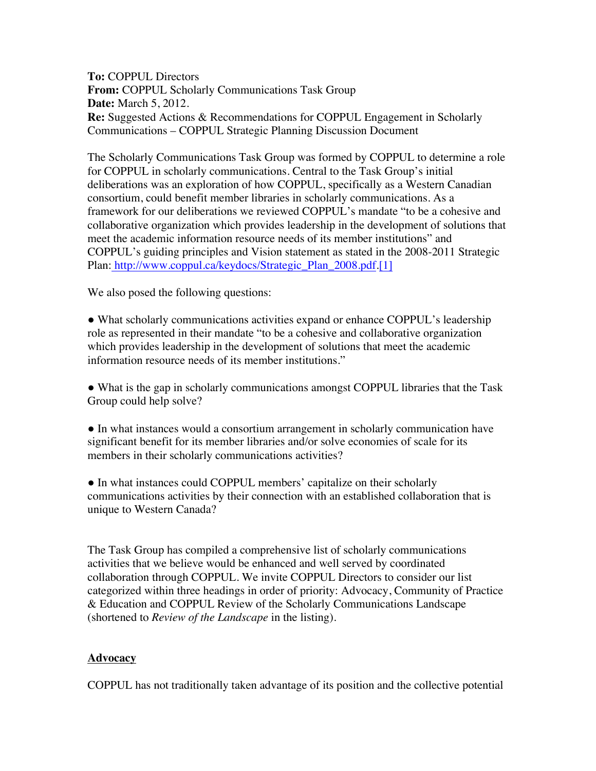**To:** COPPUL Directors
**From:** COPPUL Scholarly Communications Task Group
**Date:** March 5, 2012.
**Re:** Suggested Actions & Recommendations for COPPUL Engagement in Scholarly Communications – COPPUL Strategic Planning Discussion Document

The Scholarly Communications Task Group was formed by COPPUL to determine a role for COPPUL in scholarly communications. Central to the Task Group's initial deliberations was an exploration of how COPPUL, specifically as a Western Canadian consortium, could benefit member libraries in scholarly communications. As a framework for our deliberations we reviewed COPPUL's mandate "to be a cohesive and collaborative organization which provides leadership in the development of solutions that meet the academic information resource needs of its member institutions" and COPPUL's guiding principles and Vision statement as stated in the 2008-2011 Strategic Plan: http://www.coppul.ca/keydocs/Strategic_Plan_2008.pdf.[1]

We also posed the following questions:

- What scholarly communications activities expand or enhance COPPUL's leadership role as represented in their mandate "to be a cohesive and collaborative organization which provides leadership in the development of solutions that meet the academic information resource needs of its member institutions."

- What is the gap in scholarly communications amongst COPPUL libraries that the Task Group could help solve?

- In what instances would a consortium arrangement in scholarly communication have significant benefit for its member libraries and/or solve economies of scale for its members in their scholarly communications activities?

- In what instances could COPPUL members' capitalize on their scholarly communications activities by their connection with an established collaboration that is unique to Western Canada?

The Task Group has compiled a comprehensive list of scholarly communications activities that we believe would be enhanced and well served by coordinated collaboration through COPPUL. We invite COPPUL Directors to consider our list categorized within three headings in order of priority: Advocacy, Community of Practice & Education and COPPUL Review of the Scholarly Communications Landscape (shortened to *Review of the Landscape* in the listing).

## Advocacy

COPPUL has not traditionally taken advantage of its position and the collective potential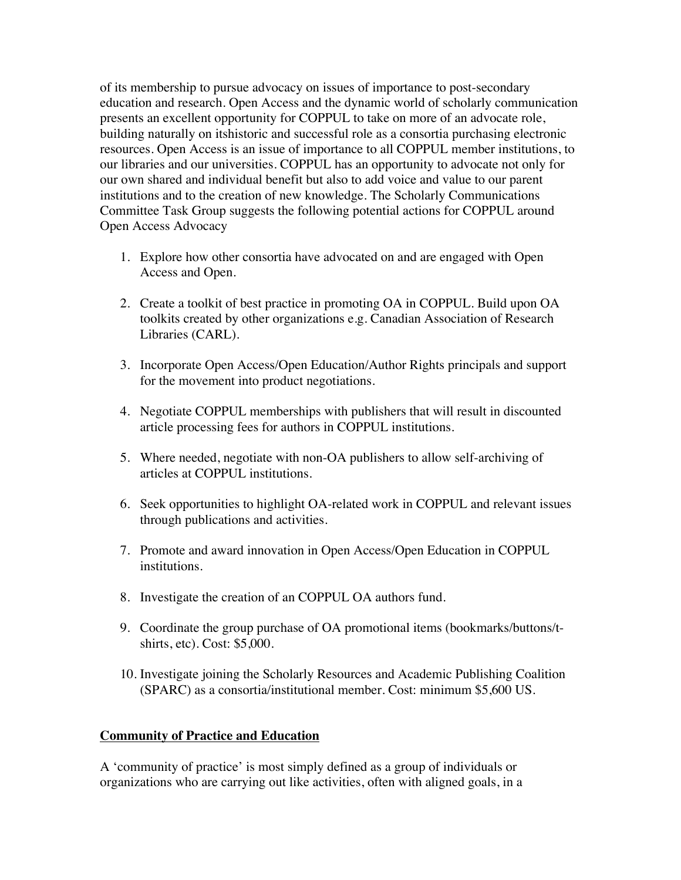of its membership to pursue advocacy on issues of importance to post-secondary education and research. Open Access and the dynamic world of scholarly communication presents an excellent opportunity for COPPUL to take on more of an advocate role, building naturally on itshistoric and successful role as a consortia purchasing electronic resources. Open Access is an issue of importance to all COPPUL member institutions, to our libraries and our universities. COPPUL has an opportunity to advocate not only for our own shared and individual benefit but also to add voice and value to our parent institutions and to the creation of new knowledge. The Scholarly Communications Committee Task Group suggests the following potential actions for COPPUL around Open Access Advocacy

1. Explore how other consortia have advocated on and are engaged with Open Access and Open.
2. Create a toolkit of best practice in promoting OA in COPPUL. Build upon OA toolkits created by other organizations e.g. Canadian Association of Research Libraries (CARL).
3. Incorporate Open Access/Open Education/Author Rights principals and support for the movement into product negotiations.
4. Negotiate COPPUL memberships with publishers that will result in discounted article processing fees for authors in COPPUL institutions.
5. Where needed, negotiate with non-OA publishers to allow self-archiving of articles at COPPUL institutions.
6. Seek opportunities to highlight OA-related work in COPPUL and relevant issues through publications and activities.
7. Promote and award innovation in Open Access/Open Education in COPPUL institutions.
8. Investigate the creation of an COPPUL OA authors fund.
9. Coordinate the group purchase of OA promotional items (bookmarks/buttons/t-shirts, etc). Cost: $5,000.
10. Investigate joining the Scholarly Resources and Academic Publishing Coalition (SPARC) as a consortia/institutional member. Cost: minimum $5,600 US.

**Community of Practice and Education**

A 'community of practice' is most simply defined as a group of individuals or organizations who are carrying out like activities, often with aligned goals, in a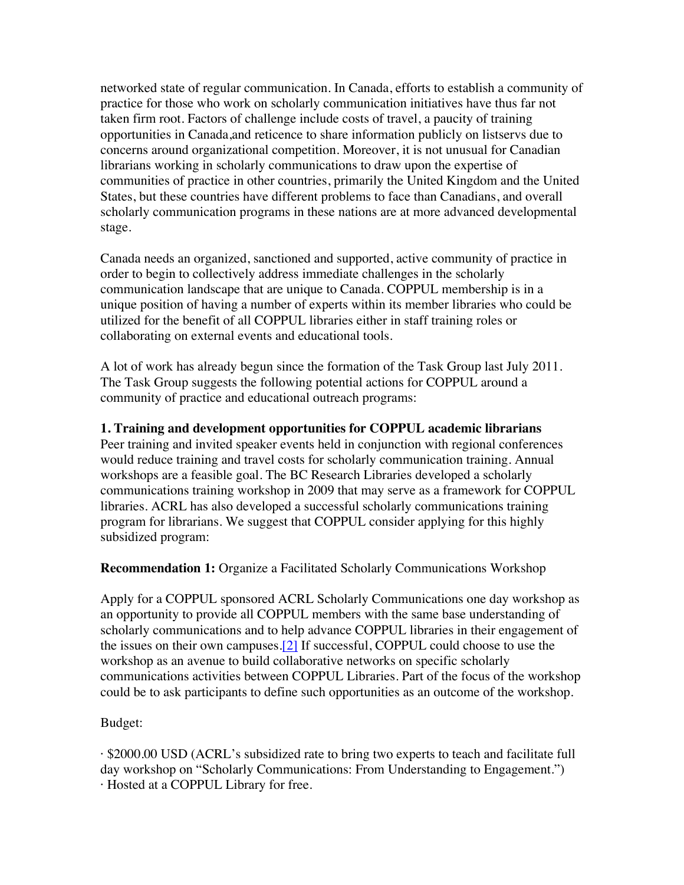networked state of regular communication. In Canada, efforts to establish a community of practice for those who work on scholarly communication initiatives have thus far not taken firm root. Factors of challenge include costs of travel, a paucity of training opportunities in Canada,and reticence to share information publicly on listservs due to concerns around organizational competition. Moreover, it is not unusual for Canadian librarians working in scholarly communications to draw upon the expertise of communities of practice in other countries, primarily the United Kingdom and the United States, but these countries have different problems to face than Canadians, and overall scholarly communication programs in these nations are at more advanced developmental stage.

Canada needs an organized, sanctioned and supported, active community of practice in order to begin to collectively address immediate challenges in the scholarly communication landscape that are unique to Canada. COPPUL membership is in a unique position of having a number of experts within its member libraries who could be utilized for the benefit of all COPPUL libraries either in staff training roles or collaborating on external events and educational tools.

A lot of work has already begun since the formation of the Task Group last July 2011. The Task Group suggests the following potential actions for COPPUL around a community of practice and educational outreach programs:

**1. Training and development opportunities for COPPUL academic librarians**
Peer training and invited speaker events held in conjunction with regional conferences would reduce training and travel costs for scholarly communication training. Annual workshops are a feasible goal. The BC Research Libraries developed a scholarly communications training workshop in 2009 that may serve as a framework for COPPUL libraries. ACRL has also developed a successful scholarly communications training program for librarians. We suggest that COPPUL consider applying for this highly subsidized program:

**Recommendation 1:** Organize a Facilitated Scholarly Communications Workshop

Apply for a COPPUL sponsored ACRL Scholarly Communications one day workshop as an opportunity to provide all COPPUL members with the same base understanding of scholarly communications and to help advance COPPUL libraries in their engagement of the issues on their own campuses.[2] If successful, COPPUL could choose to use the workshop as an avenue to build collaborative networks on specific scholarly communications activities between COPPUL Libraries. Part of the focus of the workshop could be to ask participants to define such opportunities as an outcome of the workshop.

Budget:

· $2000.00 USD (ACRL's subsidized rate to bring two experts to teach and facilitate full day workshop on "Scholarly Communications: From Understanding to Engagement.")
· Hosted at a COPPUL Library for free.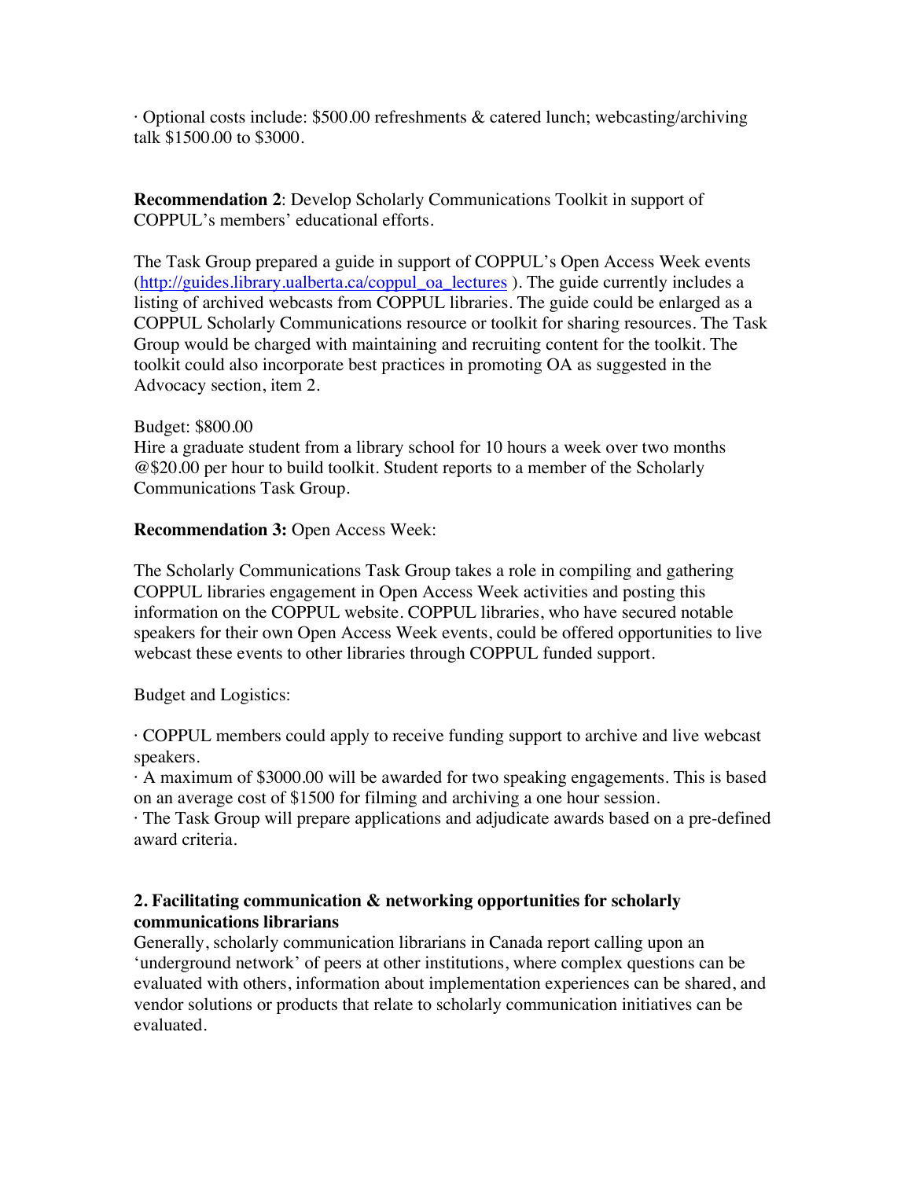· Optional costs include: $500.00 refreshments & catered lunch; webcasting/archiving talk $1500.00 to $3000.

**Recommendation 2**: Develop Scholarly Communications Toolkit in support of COPPUL's members' educational efforts.

The Task Group prepared a guide in support of COPPUL's Open Access Week events (http://guides.library.ualberta.ca/coppul_oa_lectures ). The guide currently includes a listing of archived webcasts from COPPUL libraries. The guide could be enlarged as a COPPUL Scholarly Communications resource or toolkit for sharing resources. The Task Group would be charged with maintaining and recruiting content for the toolkit. The toolkit could also incorporate best practices in promoting OA as suggested in the Advocacy section, item 2.

Budget: $800.00
Hire a graduate student from a library school for 10 hours a week over two months @$20.00 per hour to build toolkit. Student reports to a member of the Scholarly Communications Task Group.

**Recommendation 3:** Open Access Week:

The Scholarly Communications Task Group takes a role in compiling and gathering COPPUL libraries engagement in Open Access Week activities and posting this information on the COPPUL website. COPPUL libraries, who have secured notable speakers for their own Open Access Week events, could be offered opportunities to live webcast these events to other libraries through COPPUL funded support.

Budget and Logistics:

· COPPUL members could apply to receive funding support to archive and live webcast speakers.
· A maximum of $3000.00 will be awarded for two speaking engagements. This is based on an average cost of $1500 for filming and archiving a one hour session.
· The Task Group will prepare applications and adjudicate awards based on a pre-defined award criteria.

**2. Facilitating communication & networking opportunities for scholarly communications librarians**

Generally, scholarly communication librarians in Canada report calling upon an 'underground network' of peers at other institutions, where complex questions can be evaluated with others, information about implementation experiences can be shared, and vendor solutions or products that relate to scholarly communication initiatives can be evaluated.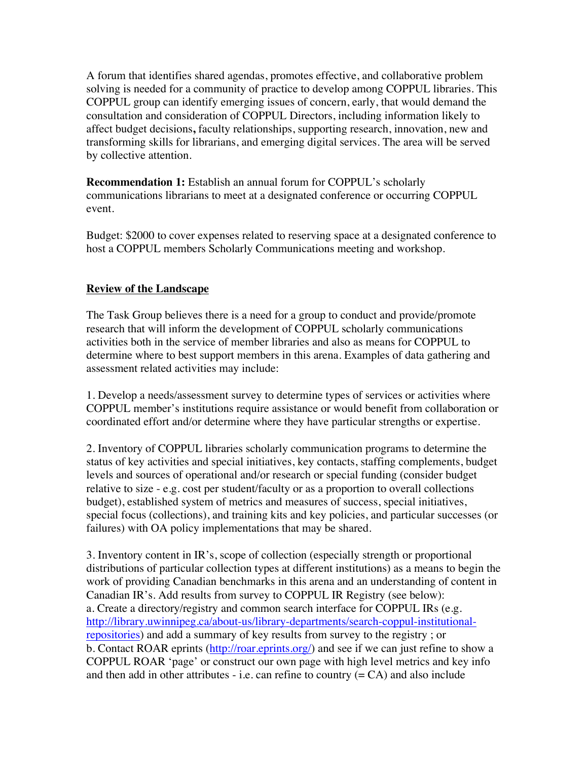A forum that identifies shared agendas, promotes effective, and collaborative problem solving is needed for a community of practice to develop among COPPUL libraries. This COPPUL group can identify emerging issues of concern, early, that would demand the consultation and consideration of COPPUL Directors, including information likely to affect budget decisions**,** faculty relationships, supporting research, innovation, new and transforming skills for librarians, and emerging digital services. The area will be served by collective attention.

**Recommendation 1:** Establish an annual forum for COPPUL's scholarly communications librarians to meet at a designated conference or occurring COPPUL event.

Budget: $2000 to cover expenses related to reserving space at a designated conference to host a COPPUL members Scholarly Communications meeting and workshop.

## Review of the Landscape

The Task Group believes there is a need for a group to conduct and provide/promote research that will inform the development of COPPUL scholarly communications activities both in the service of member libraries and also as means for COPPUL to determine where to best support members in this arena. Examples of data gathering and assessment related activities may include:

1. Develop a needs/assessment survey to determine types of services or activities where COPPUL member's institutions require assistance or would benefit from collaboration or coordinated effort and/or determine where they have particular strengths or expertise.

2. Inventory of COPPUL libraries scholarly communication programs to determine the status of key activities and special initiatives, key contacts, staffing complements, budget levels and sources of operational and/or research or special funding (consider budget relative to size - e.g. cost per student/faculty or as a proportion to overall collections budget), established system of metrics and measures of success, special initiatives, special focus (collections), and training kits and key policies, and particular successes (or failures) with OA policy implementations that may be shared.

3. Inventory content in IR's, scope of collection (especially strength or proportional distributions of particular collection types at different institutions) as a means to begin the work of providing Canadian benchmarks in this arena and an understanding of content in Canadian IR's. Add results from survey to COPPUL IR Registry (see below):
a. Create a directory/registry and common search interface for COPPUL IRs (e.g. [http://library.uwinnipeg.ca/about-us/library-departments/search-coppul-institutional-repositories](http://library.uwinnipeg.ca/about-us/library-departments/search-coppul-institutional-repositories)) and add a summary of key results from survey to the registry ; or
b. Contact ROAR eprints ([http://roar.eprints.org/](http://roar.eprints.org/)) and see if we can just refine to show a COPPUL ROAR 'page' or construct our own page with high level metrics and key info and then add in other attributes - i.e. can refine to country (= CA) and also include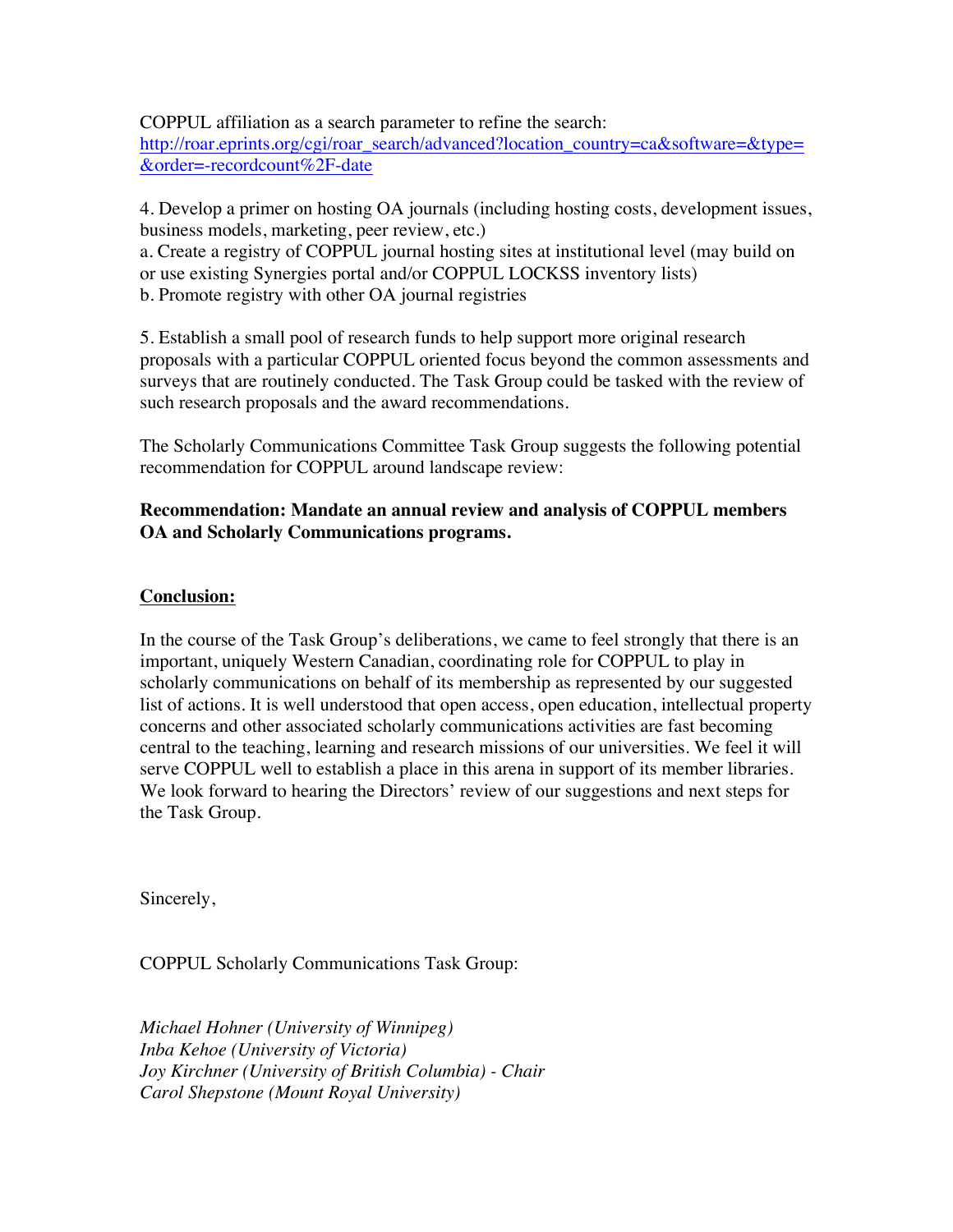COPPUL affiliation as a search parameter to refine the search:
[http://roar.eprints.org/cgi/roar_search/advanced?location_country=ca&software=&type=&order=-recordcount%2F-date](http://roar.eprints.org/cgi/roar_search/advanced?location_country=ca&software=&type=&order=-recordcount%2F-date)

4. Develop a primer on hosting OA journals (including hosting costs, development issues, business models, marketing, peer review, etc.)
a. Create a registry of COPPUL journal hosting sites at institutional level (may build on or use existing Synergies portal and/or COPPUL LOCKSS inventory lists)
b. Promote registry with other OA journal registries

5. Establish a small pool of research funds to help support more original research proposals with a particular COPPUL oriented focus beyond the common assessments and surveys that are routinely conducted. The Task Group could be tasked with the review of such research proposals and the award recommendations.

The Scholarly Communications Committee Task Group suggests the following potential recommendation for COPPUL around landscape review:

**Recommendation: Mandate an annual review and analysis of COPPUL members OA and Scholarly Communications programs.**

**Conclusion:**

In the course of the Task Group's deliberations, we came to feel strongly that there is an important, uniquely Western Canadian, coordinating role for COPPUL to play in scholarly communications on behalf of its membership as represented by our suggested list of actions. It is well understood that open access, open education, intellectual property concerns and other associated scholarly communications activities are fast becoming central to the teaching, learning and research missions of our universities. We feel it will serve COPPUL well to establish a place in this arena in support of its member libraries. We look forward to hearing the Directors' review of our suggestions and next steps for the Task Group.

Sincerely,

COPPUL Scholarly Communications Task Group:

*Michael Hohner (University of Winnipeg)*
*Inba Kehoe (University of Victoria)*
*Joy Kirchner (University of British Columbia) - Chair*
*Carol Shepstone (Mount Royal University)*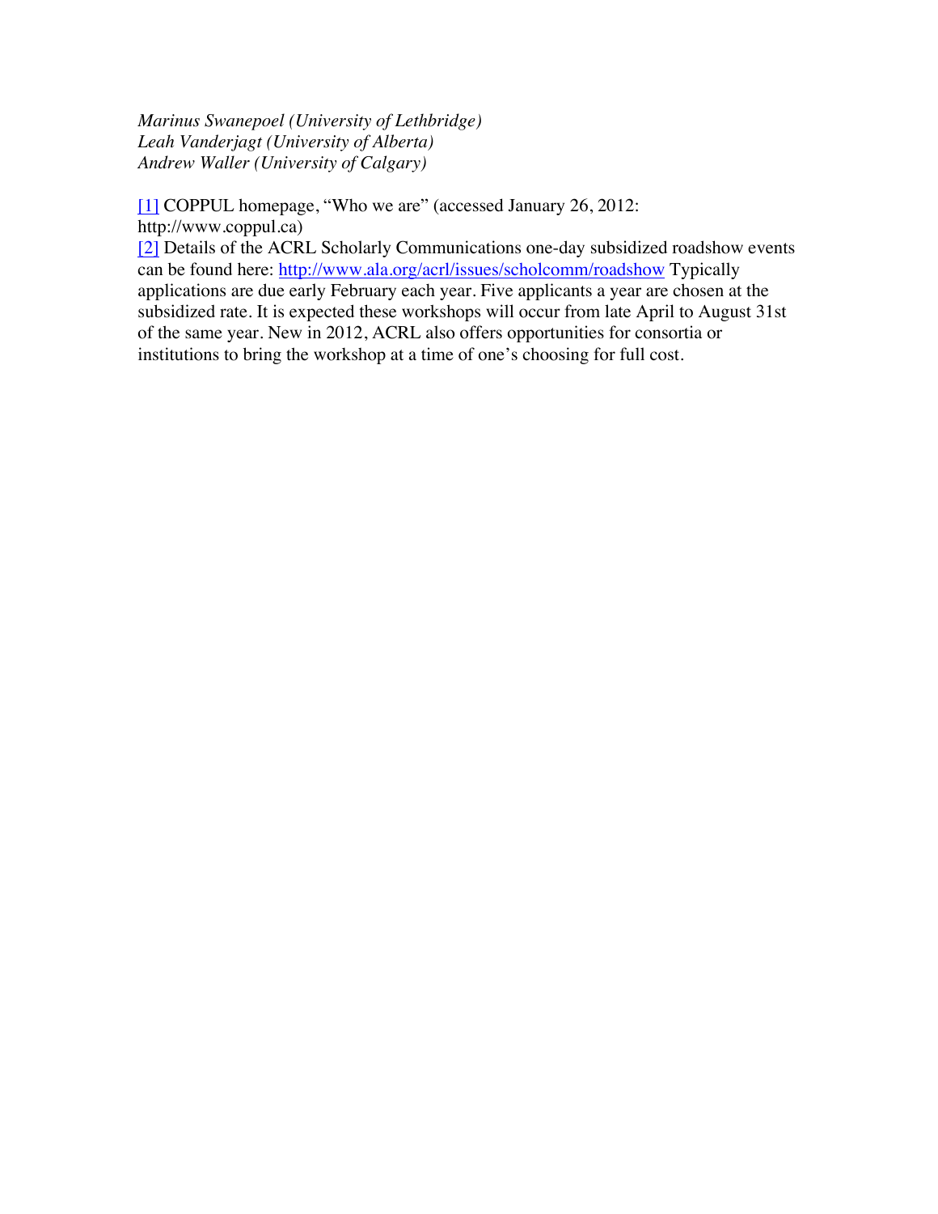*Marinus Swanepoel (University of Lethbridge)*
*Leah Vanderjagt (University of Alberta)*
*Andrew Waller (University of Calgary)*

[1] COPPUL homepage, "Who we are" (accessed January 26, 2012: http://www.coppul.ca)

[2] Details of the ACRL Scholarly Communications one-day subsidized roadshow events can be found here: http://www.ala.org/acrl/issues/scholcomm/roadshow Typically applications are due early February each year. Five applicants a year are chosen at the subsidized rate. It is expected these workshops will occur from late April to August 31st of the same year. New in 2012, ACRL also offers opportunities for consortia or institutions to bring the workshop at a time of one's choosing for full cost.